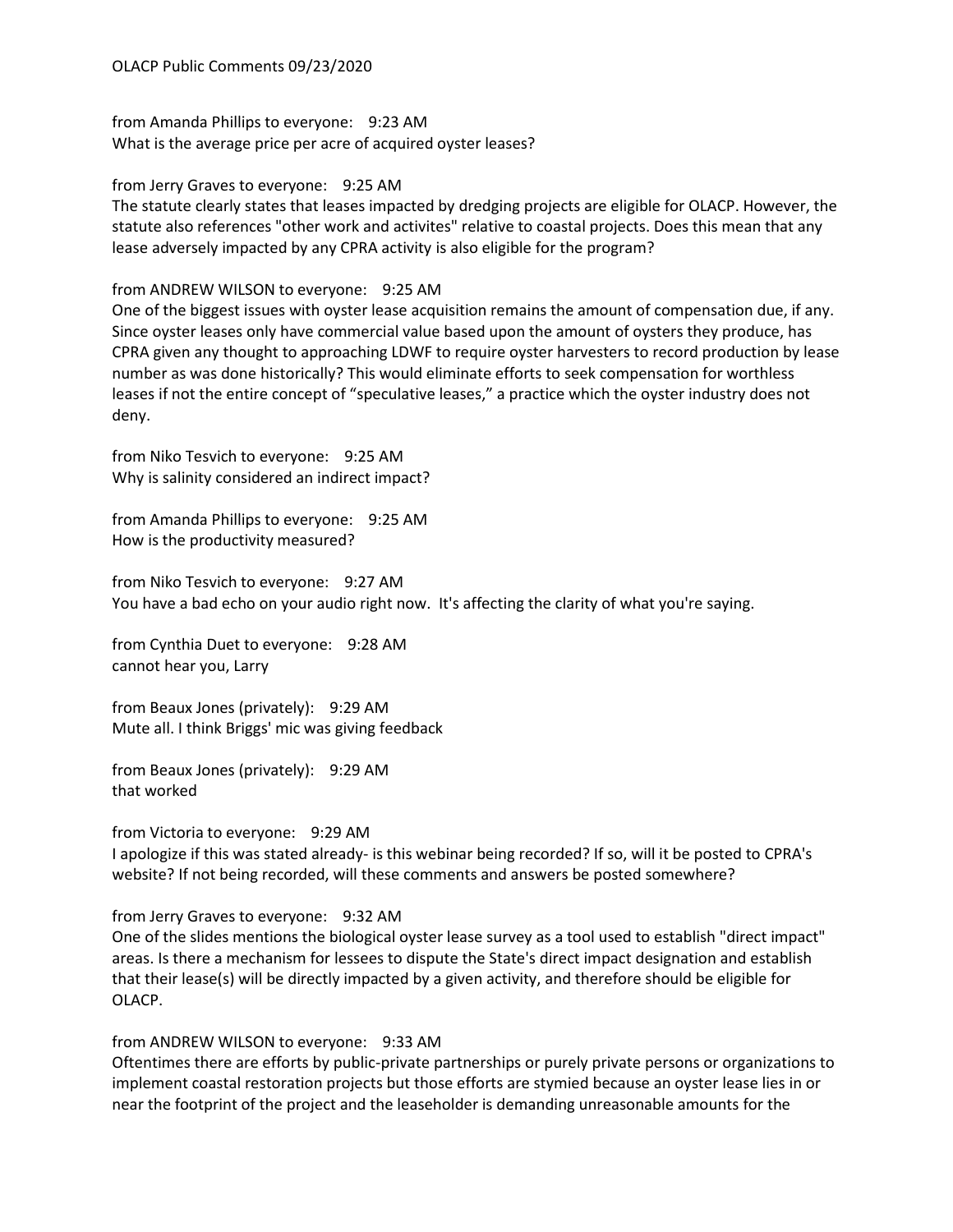OLACP Public Comments 09/23/2020

from Amanda Phillips to everyone: 9:23 AM
What is the average price per acre of acquired oyster leases?

from Jerry Graves to everyone: 9:25 AM
The statute clearly states that leases impacted by dredging projects are eligible for OLACP. However, the statute also references "other work and activites" relative to coastal projects. Does this mean that any lease adversely impacted by any CPRA activity is also eligible for the program?

from ANDREW WILSON to everyone: 9:25 AM
One of the biggest issues with oyster lease acquisition remains the amount of compensation due, if any. Since oyster leases only have commercial value based upon the amount of oysters they produce, has CPRA given any thought to approaching LDWF to require oyster harvesters to record production by lease number as was done historically? This would eliminate efforts to seek compensation for worthless leases if not the entire concept of "speculative leases," a practice which the oyster industry does not deny.

from Niko Tesvich to everyone: 9:25 AM
Why is salinity considered an indirect impact?

from Amanda Phillips to everyone: 9:25 AM
How is the productivity measured?

from Niko Tesvich to everyone: 9:27 AM
You have a bad echo on your audio right now. It's affecting the clarity of what you're saying.

from Cynthia Duet to everyone: 9:28 AM
cannot hear you, Larry

from Beaux Jones (privately): 9:29 AM
Mute all. I think Briggs' mic was giving feedback

from Beaux Jones (privately): 9:29 AM
that worked

from Victoria to everyone: 9:29 AM
I apologize if this was stated already- is this webinar being recorded? If so, will it be posted to CPRA's website? If not being recorded, will these comments and answers be posted somewhere?

from Jerry Graves to everyone: 9:32 AM
One of the slides mentions the biological oyster lease survey as a tool used to establish "direct impact" areas. Is there a mechanism for lessees to dispute the State's direct impact designation and establish that their lease(s) will be directly impacted by a given activity, and therefore should be eligible for OLACP.

from ANDREW WILSON to everyone: 9:33 AM
Oftentimes there are efforts by public-private partnerships or purely private persons or organizations to implement coastal restoration projects but those efforts are stymied because an oyster lease lies in or near the footprint of the project and the leaseholder is demanding unreasonable amounts for the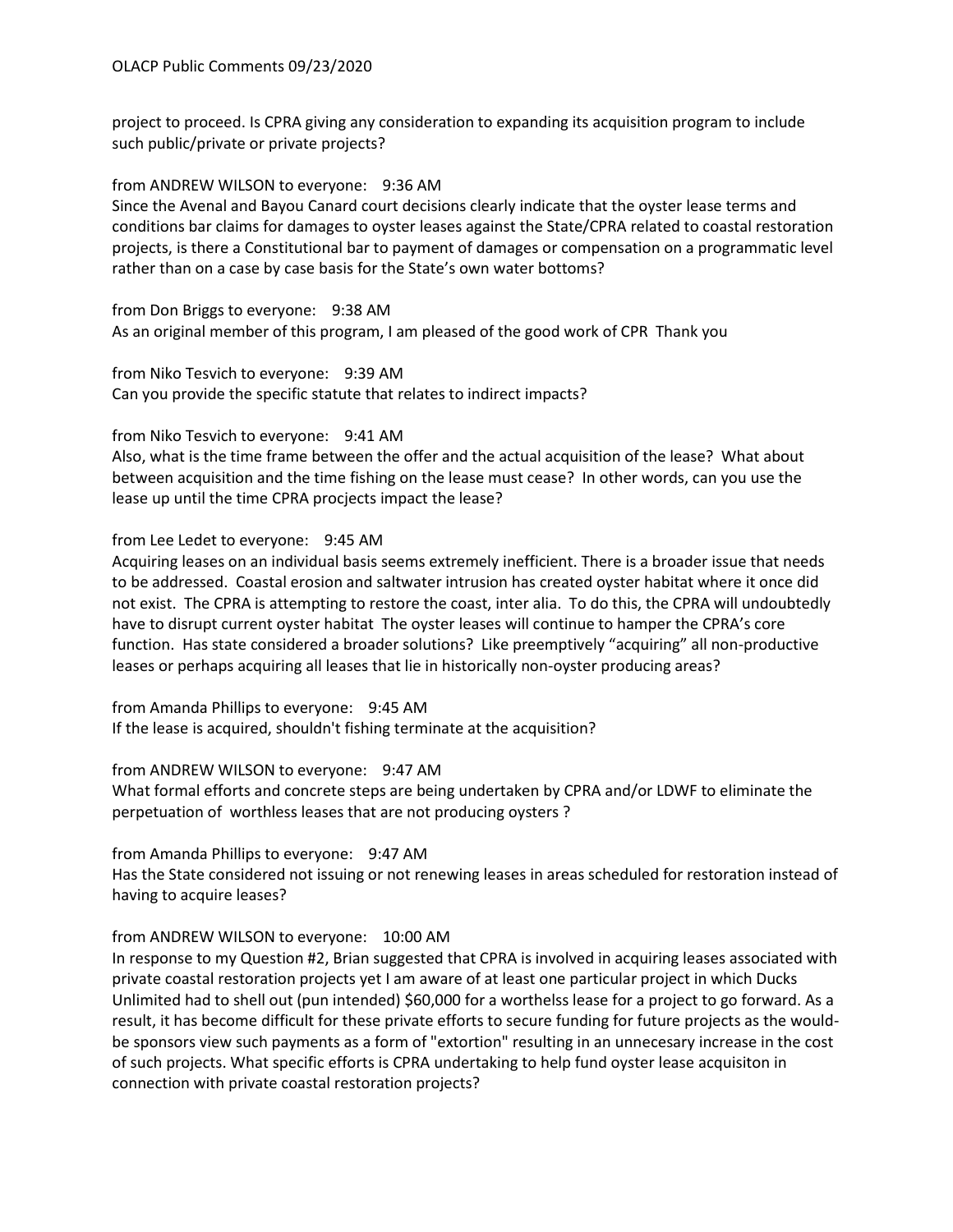project to proceed. Is CPRA giving any consideration to expanding its acquisition program to include such public/private or private projects?

from ANDREW WILSON to everyone:    9:36 AM
Since the Avenal and Bayou Canard court decisions clearly indicate that the oyster lease terms and conditions bar claims for damages to oyster leases against the State/CPRA related to coastal restoration projects, is there a Constitutional bar to payment of damages or compensation on a programmatic level rather than on a case by case basis for the State's own water bottoms?

from Don Briggs to everyone:    9:38 AM
As an original member of this program, I am pleased of the good work of CPR  Thank you

from Niko Tesvich to everyone:    9:39 AM
Can you provide the specific statute that relates to indirect impacts?

from Niko Tesvich to everyone:    9:41 AM
Also, what is the time frame between the offer and the actual acquisition of the lease?  What about between acquisition and the time fishing on the lease must cease?  In other words, can you use the lease up until the time CPRA procjects impact the lease?

from Lee Ledet to everyone:    9:45 AM
Acquiring leases on an individual basis seems extremely inefficient. There is a broader issue that needs to be addressed.  Coastal erosion and saltwater intrusion has created oyster habitat where it once did not exist.  The CPRA is attempting to restore the coast, inter alia.  To do this, the CPRA will undoubtedly have to disrupt current oyster habitat  The oyster leases will continue to hamper the CPRA's core function.  Has state considered a broader solutions?  Like preemptively "acquiring" all non-productive leases or perhaps acquiring all leases that lie in historically non-oyster producing areas?

from Amanda Phillips to everyone:    9:45 AM
If the lease is acquired, shouldn't fishing terminate at the acquisition?

from ANDREW WILSON to everyone:    9:47 AM
What formal efforts and concrete steps are being undertaken by CPRA and/or LDWF to eliminate the perpetuation of  worthless leases that are not producing oysters ?

from Amanda Phillips to everyone:    9:47 AM
Has the State considered not issuing or not renewing leases in areas scheduled for restoration instead of having to acquire leases?

from ANDREW WILSON to everyone:    10:00 AM
In response to my Question #2, Brian suggested that CPRA is involved in acquiring leases associated with private coastal restoration projects yet I am aware of at least one particular project in which Ducks Unlimited had to shell out (pun intended) $60,000 for a worthelss lease for a project to go forward. As a result, it has become difficult for these private efforts to secure funding for future projects as the would-be sponsors view such payments as a form of "extortion" resulting in an unnecesary increase in the cost of such projects. What specific efforts is CPRA undertaking to help fund oyster lease acquisiton in connection with private coastal restoration projects?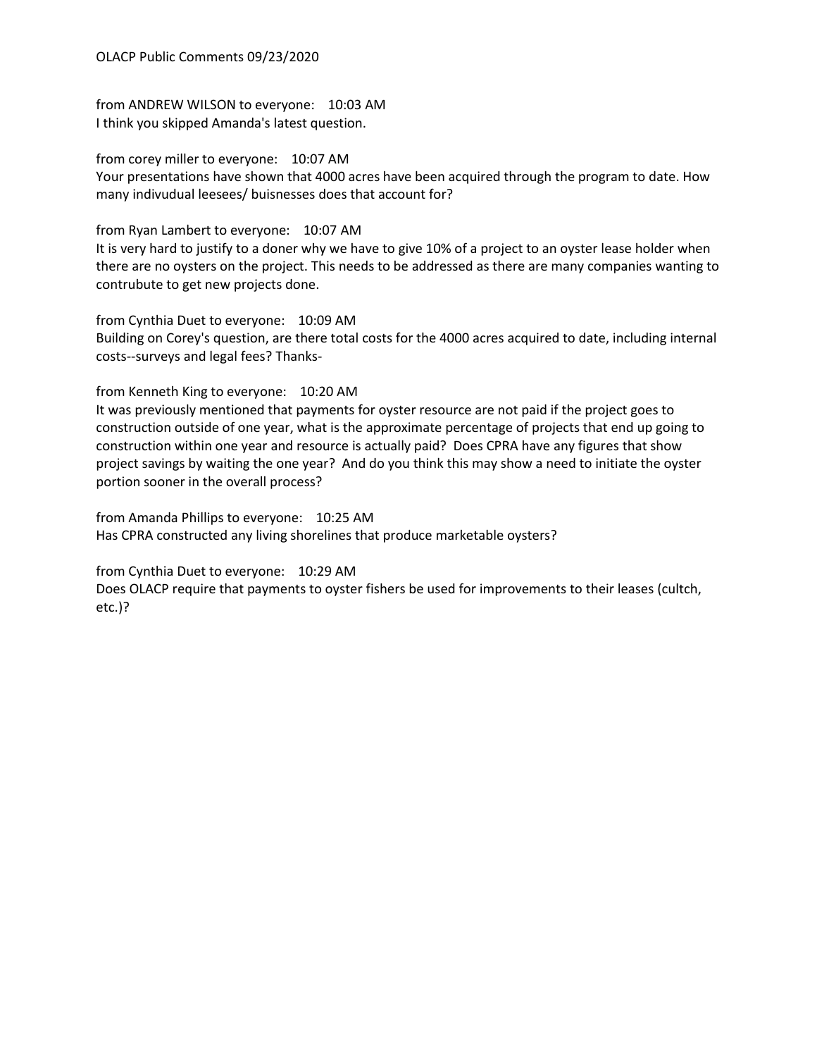OLACP Public Comments 09/23/2020

from ANDREW WILSON to everyone: 10:03 AM
I think you skipped Amanda's latest question.

from corey miller to everyone: 10:07 AM
Your presentations have shown that 4000 acres have been acquired through the program to date. How many indivudual leesees/ buisnesses does that account for?

from Ryan Lambert to everyone: 10:07 AM
It is very hard to justify to a doner why we have to give 10% of a project to an oyster lease holder when there are no oysters on the project. This needs to be addressed as there are many companies wanting to contrubute to get new projects done.

from Cynthia Duet to everyone: 10:09 AM
Building on Corey's question, are there total costs for the 4000 acres acquired to date, including internal costs--surveys and legal fees? Thanks-

from Kenneth King to everyone: 10:20 AM
It was previously mentioned that payments for oyster resource are not paid if the project goes to construction outside of one year, what is the approximate percentage of projects that end up going to construction within one year and resource is actually paid? Does CPRA have any figures that show project savings by waiting the one year? And do you think this may show a need to initiate the oyster portion sooner in the overall process?

from Amanda Phillips to everyone: 10:25 AM
Has CPRA constructed any living shorelines that produce marketable oysters?

from Cynthia Duet to everyone: 10:29 AM
Does OLACP require that payments to oyster fishers be used for improvements to their leases (cultch, etc.)?